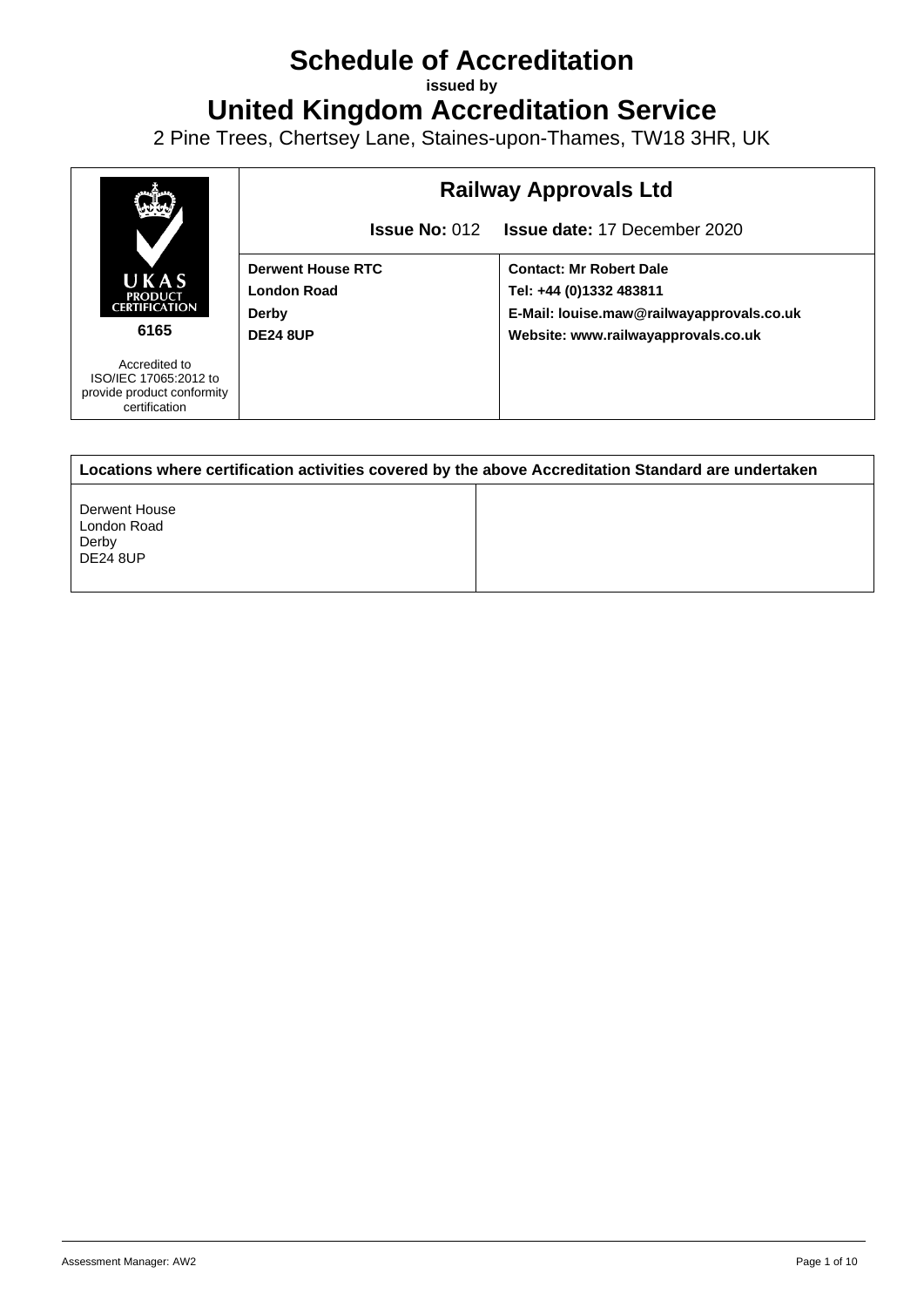# Schedule of Accreditation

**issued by**

# United Kingdom Accreditation Service

2 Pine Trees, Chertsey Lane, Staines-upon-Thames, TW18 3HR, UK

| UKAS PRODUCT CERTIFICATION 6165 | **Railway Approvals Ltd** | |
|---|---|---|
| | **Issue No:** 012 | **Issue date:** 17 December 2020 |
| Accredited to ISO/IEC 17065:2012 to provide product conformity certification | **Derwent House RTC**<br>**London Road**<br>**Derby**<br>**DE24 8UP** | **Contact: Mr Robert Dale**<br>**Tel: +44 (0)1332 483811**<br>**E-Mail: louise.maw@railwayapprovals.co.uk**<br>**Website: www.railwayapprovals.co.uk** |

| **Locations where certification activities covered by the above Accreditation Standard are undertaken** | |
|---|---|
| Derwent House<br>London Road<br>Derby<br>DE24 8UP | |

Assessment Manager: AW2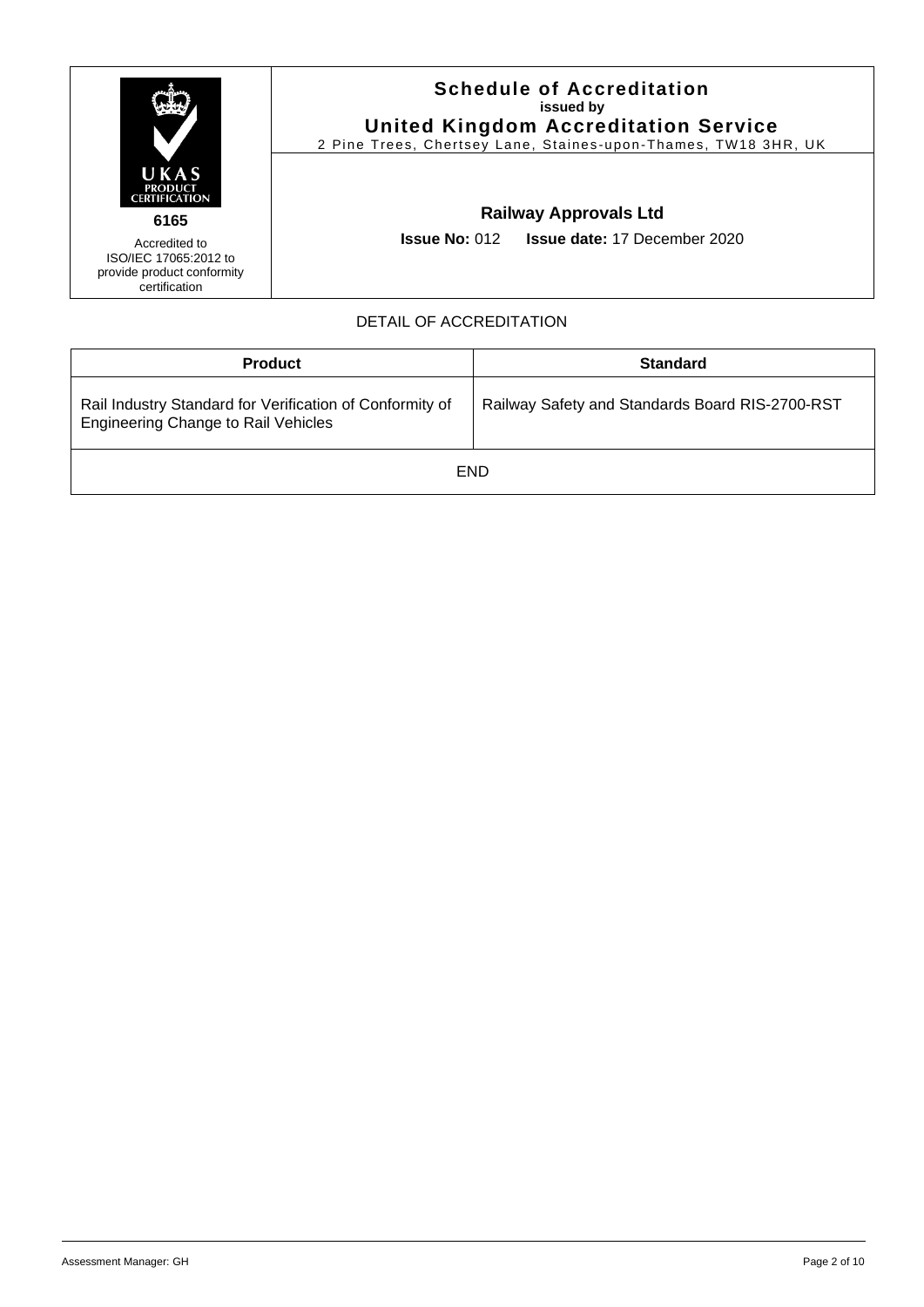| UKAS PRODUCT CERTIFICATION 6165 Accredited to ISO/IEC 17065:2012 to provide product conformity certification | **Schedule of Accreditation** **issued by** **United Kingdom Accreditation Service** 2 Pine Trees, Chertsey Lane, Staines-upon-Thames, TW18 3HR, UK |
|---|---|
| | **Railway Approvals Ltd** **Issue No:** 012 **Issue date:** 17 December 2020 |

DETAIL OF ACCREDITATION

| Product | Standard |
|---|---|
| Rail Industry Standard for Verification of Conformity of Engineering Change to Rail Vehicles | Railway Safety and Standards Board RIS-2700-RST |
| END | |

Assessment Manager: GH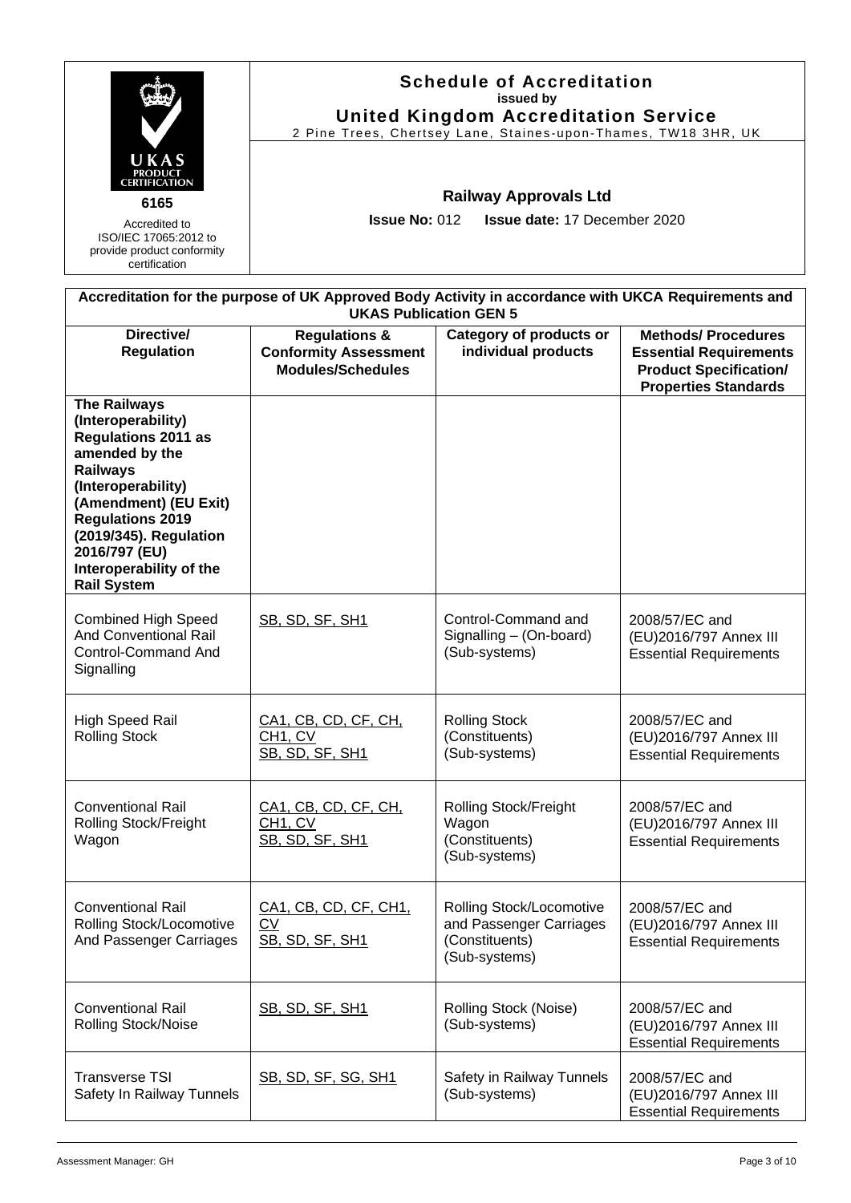UKAS PRODUCT CERTIFICATION

6165

Accredited to ISO/IEC 17065:2012 to provide product conformity certification

# Schedule of Accreditation

**issued by**

**United Kingdom Accreditation Service**

2 Pine Trees, Chertsey Lane, Staines-upon-Thames, TW18 3HR, UK

## Railway Approvals Ltd

**Issue No:** 012 **Issue date:** 17 December 2020

| Accreditation for the purpose of UK Approved Body Activity in accordance with UKCA Requirements and UKAS Publication GEN 5 | | | |
|---|---|---|---|
| **Directive/ Regulation** | **Regulations & Conformity Assessment Modules/Schedules** | **Category of products or individual products** | **Methods/ Procedures Essential Requirements Product Specification/ Properties Standards** |
| **The Railways (Interoperability) Regulations 2011 as amended by the Railways (Interoperability) (Amendment) (EU Exit) Regulations 2019 (2019/345). Regulation 2016/797 (EU) Interoperability of the Rail System** | | | |
| Combined High Speed And Conventional Rail Control-Command And Signalling | SB, SD, SF, SH1 | Control-Command and Signalling – (On-board) (Sub-systems) | 2008/57/EC and (EU)2016/797 Annex III Essential Requirements |
| High Speed Rail Rolling Stock | CA1, CB, CD, CF, CH, CH1, CV SB, SD, SF, SH1 | Rolling Stock (Constituents) (Sub-systems) | 2008/57/EC and (EU)2016/797 Annex III Essential Requirements |
| Conventional Rail Rolling Stock/Freight Wagon | CA1, CB, CD, CF, CH, CH1, CV SB, SD, SF, SH1 | Rolling Stock/Freight Wagon (Constituents) (Sub-systems) | 2008/57/EC and (EU)2016/797 Annex III Essential Requirements |
| Conventional Rail Rolling Stock/Locomotive And Passenger Carriages | CA1, CB, CD, CF, CH1, CV SB, SD, SF, SH1 | Rolling Stock/Locomotive and Passenger Carriages (Constituents) (Sub-systems) | 2008/57/EC and (EU)2016/797 Annex III Essential Requirements |
| Conventional Rail Rolling Stock/Noise | SB, SD, SF, SH1 | Rolling Stock (Noise) (Sub-systems) | 2008/57/EC and (EU)2016/797 Annex III Essential Requirements |
| Transverse TSI Safety In Railway Tunnels | SB, SD, SF, SG, SH1 | Safety in Railway Tunnels (Sub-systems) | 2008/57/EC and (EU)2016/797 Annex III Essential Requirements |

Assessment Manager: GH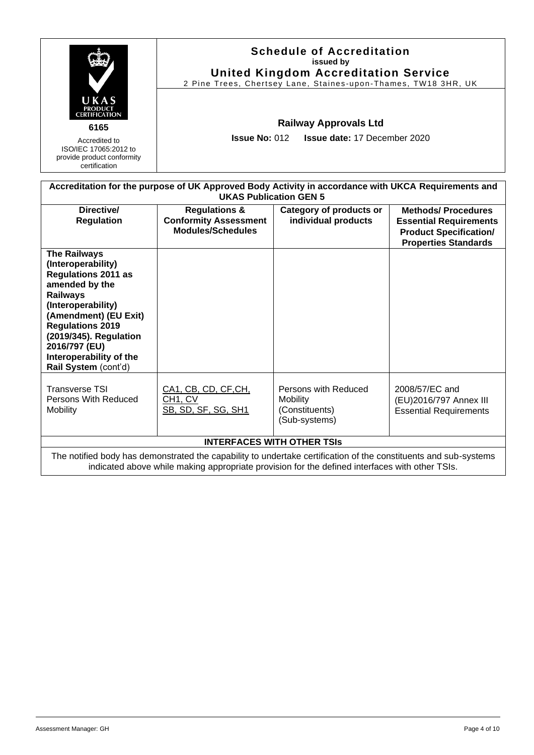UKAS PRODUCT CERTIFICATION

6165

Accredited to ISO/IEC 17065:2012 to provide product conformity certification

**Schedule of Accreditation**
**issued by**
**United Kingdom Accreditation Service**
2 Pine Trees, Chertsey Lane, Staines-upon-Thames, TW18 3HR, UK

**Railway Approvals Ltd**

**Issue No:** 012 **Issue date:** 17 December 2020

| **Accreditation for the purpose of UK Approved Body Activity in accordance with UKCA Requirements and UKAS Publication GEN 5** | | | |
|---|---|---|---|
| **Directive/ Regulation** | **Regulations & Conformity Assessment Modules/Schedules** | **Category of products or individual products** | **Methods/ Procedures Essential Requirements Product Specification/ Properties Standards** |
| **The Railways (Interoperability) Regulations 2011 as amended by the Railways (Interoperability) (Amendment) (EU Exit) Regulations 2019 (2019/345). Regulation 2016/797 (EU) Interoperability of the Rail System** (cont'd) | | | |
| Transverse TSI Persons With Reduced Mobility | CA1, CB, CD, CF,CH, CH1, CV SB, SD, SF, SG, SH1 | Persons with Reduced Mobility (Constituents) (Sub-systems) | 2008/57/EC and (EU)2016/797 Annex III Essential Requirements |
| **INTERFACES WITH OTHER TSIs** | | | |
| The notified body has demonstrated the capability to undertake certification of the constituents and sub-systems indicated above while making appropriate provision for the defined interfaces with other TSIs. | | | |

Assessment Manager: GH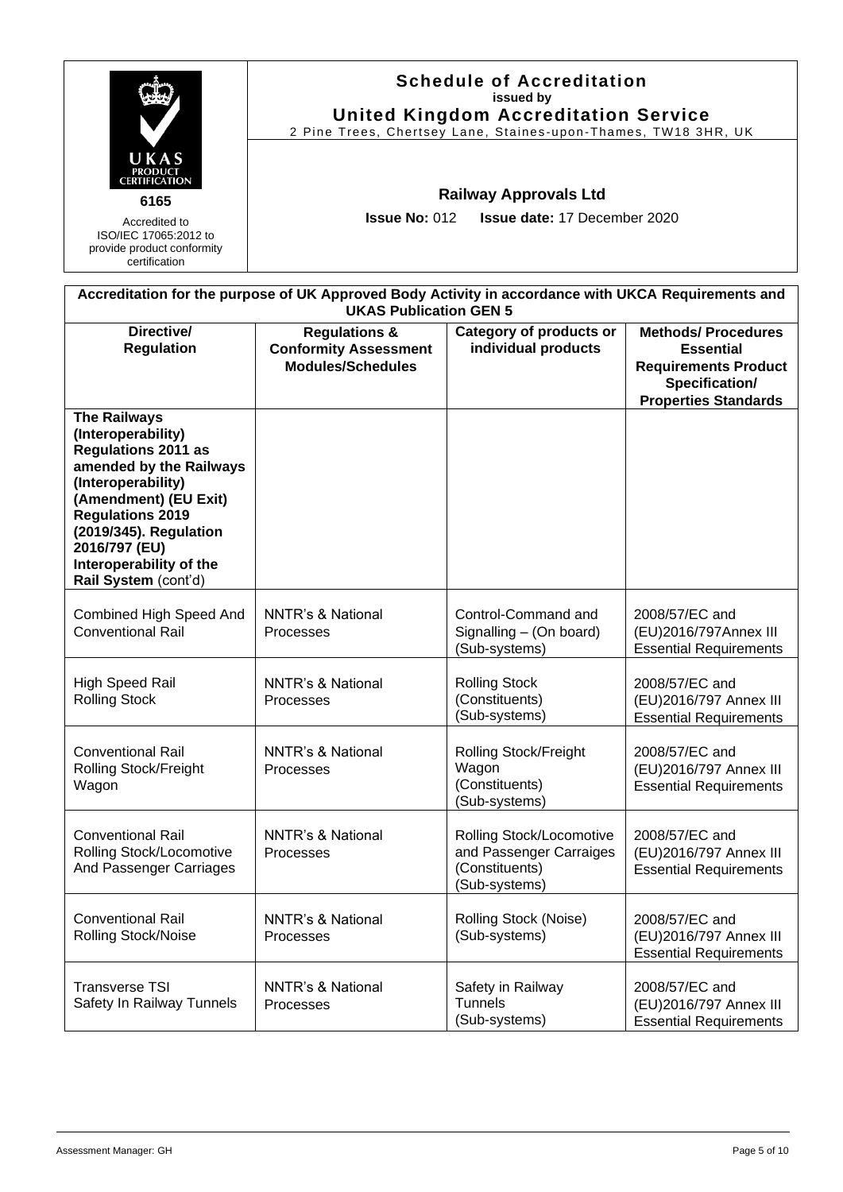**6165**

Accredited to ISO/IEC 17065:2012 to provide product conformity certification

# Schedule of Accreditation
**issued by**
**United Kingdom Accreditation Service**

2 Pine Trees, Chertsey Lane, Staines-upon-Thames, TW18 3HR, UK

## Railway Approvals Ltd

**Issue No:** 012 **Issue date:** 17 December 2020

| Accreditation for the purpose of UK Approved Body Activity in accordance with UKCA Requirements and UKAS Publication GEN 5 | | | |
|---|---|---|---|
| **Directive/ Regulation** | **Regulations & Conformity Assessment Modules/Schedules** | **Category of products or individual products** | **Methods/ Procedures Essential Requirements Product Specification/ Properties Standards** |
| **The Railways (Interoperability) Regulations 2011 as amended by the Railways (Interoperability) (Amendment) (EU Exit) Regulations 2019 (2019/345). Regulation 2016/797 (EU) Interoperability of the Rail System** (cont'd) | | | |
| Combined High Speed And Conventional Rail | NNTR's & National Processes | Control-Command and Signalling – (On board) (Sub-systems) | 2008/57/EC and (EU)2016/797Annex III Essential Requirements |
| High Speed Rail Rolling Stock | NNTR's & National Processes | Rolling Stock (Constituents) (Sub-systems) | 2008/57/EC and (EU)2016/797 Annex III Essential Requirements |
| Conventional Rail Rolling Stock/Freight Wagon | NNTR's & National Processes | Rolling Stock/Freight Wagon (Constituents) (Sub-systems) | 2008/57/EC and (EU)2016/797 Annex III Essential Requirements |
| Conventional Rail Rolling Stock/Locomotive And Passenger Carriages | NNTR's & National Processes | Rolling Stock/Locomotive and Passenger Carraiges (Constituents) (Sub-systems) | 2008/57/EC and (EU)2016/797 Annex III Essential Requirements |
| Conventional Rail Rolling Stock/Noise | NNTR's & National Processes | Rolling Stock (Noise) (Sub-systems) | 2008/57/EC and (EU)2016/797 Annex III Essential Requirements |
| Transverse TSI Safety In Railway Tunnels | NNTR's & National Processes | Safety in Railway Tunnels (Sub-systems) | 2008/57/EC and (EU)2016/797 Annex III Essential Requirements |

Assessment Manager: GH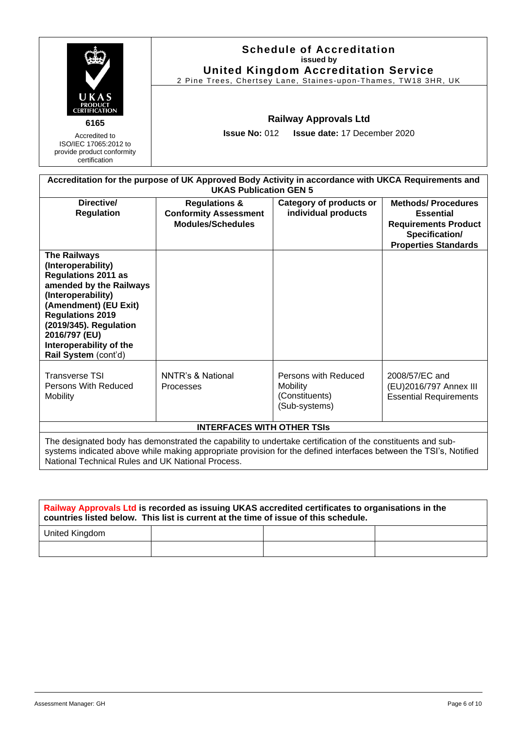UKAS PRODUCT CERTIFICATION

**6165**

Accredited to ISO/IEC 17065:2012 to provide product conformity certification

# Schedule of Accreditation

**issued by**

## United Kingdom Accreditation Service

2 Pine Trees, Chertsey Lane, Staines-upon-Thames, TW18 3HR, UK

### Railway Approvals Ltd

**Issue No:** 012 **Issue date:** 17 December 2020

**Accreditation for the purpose of UK Approved Body Activity in accordance with UKCA Requirements and UKAS Publication GEN 5**

| Directive/ Regulation | Regulations & Conformity Assessment Modules/Schedules | Category of products or individual products | Methods/ Procedures Essential Requirements Product Specification/ Properties Standards |
|---|---|---|---|
| **The Railways (Interoperability) Regulations 2011 as amended by the Railways (Interoperability) (Amendment) (EU Exit) Regulations 2019 (2019/345). Regulation 2016/797 (EU) Interoperability of the Rail System** (cont'd) | | | |
| Transverse TSI Persons With Reduced Mobility | NNTR's & National Processes | Persons with Reduced Mobility (Constituents) (Sub-systems) | 2008/57/EC and (EU)2016/797 Annex III Essential Requirements |
| **INTERFACES WITH OTHER TSIs** | | | |
| The designated body has demonstrated the capability to undertake certification of the constituents and sub-systems indicated above while making appropriate provision for the defined interfaces between the TSI's, Notified National Technical Rules and UK National Process. | | | |

**Railway Approvals Ltd is recorded as issuing UKAS accredited certificates to organisations in the countries listed below. This list is current at the time of issue of this schedule.**

| | | | |
|---|---|---|---|
| United Kingdom | | | |
| | | | |

Assessment Manager: GH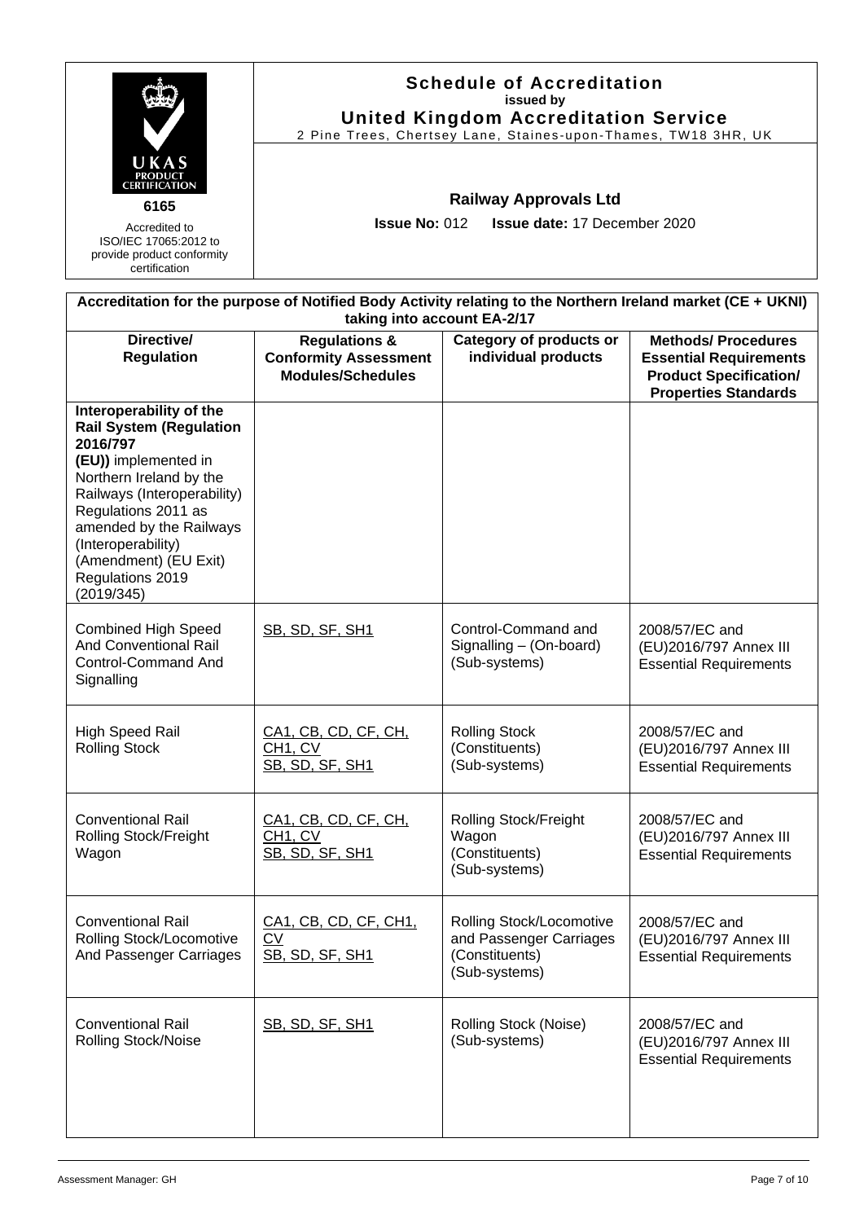UKAS PRODUCT CERTIFICATION

6165

Accredited to ISO/IEC 17065:2012 to provide product conformity certification

**Schedule of Accreditation**
**issued by**
**United Kingdom Accreditation Service**
2 Pine Trees, Chertsey Lane, Staines-upon-Thames, TW18 3HR, UK

**Railway Approvals Ltd**

**Issue No:** 012 **Issue date:** 17 December 2020

| **Accreditation for the purpose of Notified Body Activity relating to the Northern Ireland market (CE + UKNI) taking into account EA-2/17** | | | |
|---|---|---|---|
| **Directive/ Regulation** | **Regulations & Conformity Assessment Modules/Schedules** | **Category of products or individual products** | **Methods/ Procedures Essential Requirements Product Specification/ Properties Standards** |
| **Interoperability of the Rail System (Regulation 2016/797 (EU))** implemented in Northern Ireland by the Railways (Interoperability) Regulations 2011 as amended by the Railways (Interoperability) (Amendment) (EU Exit) Regulations 2019 (2019/345) | | | |
| Combined High Speed And Conventional Rail Control-Command And Signalling | SB, SD, SF, SH1 | Control-Command and Signalling – (On-board) (Sub-systems) | 2008/57/EC and (EU)2016/797 Annex III Essential Requirements |
| High Speed Rail Rolling Stock | CA1, CB, CD, CF, CH, CH1, CV SB, SD, SF, SH1 | Rolling Stock (Constituents) (Sub-systems) | 2008/57/EC and (EU)2016/797 Annex III Essential Requirements |
| Conventional Rail Rolling Stock/Freight Wagon | CA1, CB, CD, CF, CH, CH1, CV SB, SD, SF, SH1 | Rolling Stock/Freight Wagon (Constituents) (Sub-systems) | 2008/57/EC and (EU)2016/797 Annex III Essential Requirements |
| Conventional Rail Rolling Stock/Locomotive And Passenger Carriages | CA1, CB, CD, CF, CH1, CV SB, SD, SF, SH1 | Rolling Stock/Locomotive and Passenger Carriages (Constituents) (Sub-systems) | 2008/57/EC and (EU)2016/797 Annex III Essential Requirements |
| Conventional Rail Rolling Stock/Noise | SB, SD, SF, SH1 | Rolling Stock (Noise) (Sub-systems) | 2008/57/EC and (EU)2016/797 Annex III Essential Requirements |

Assessment Manager: GH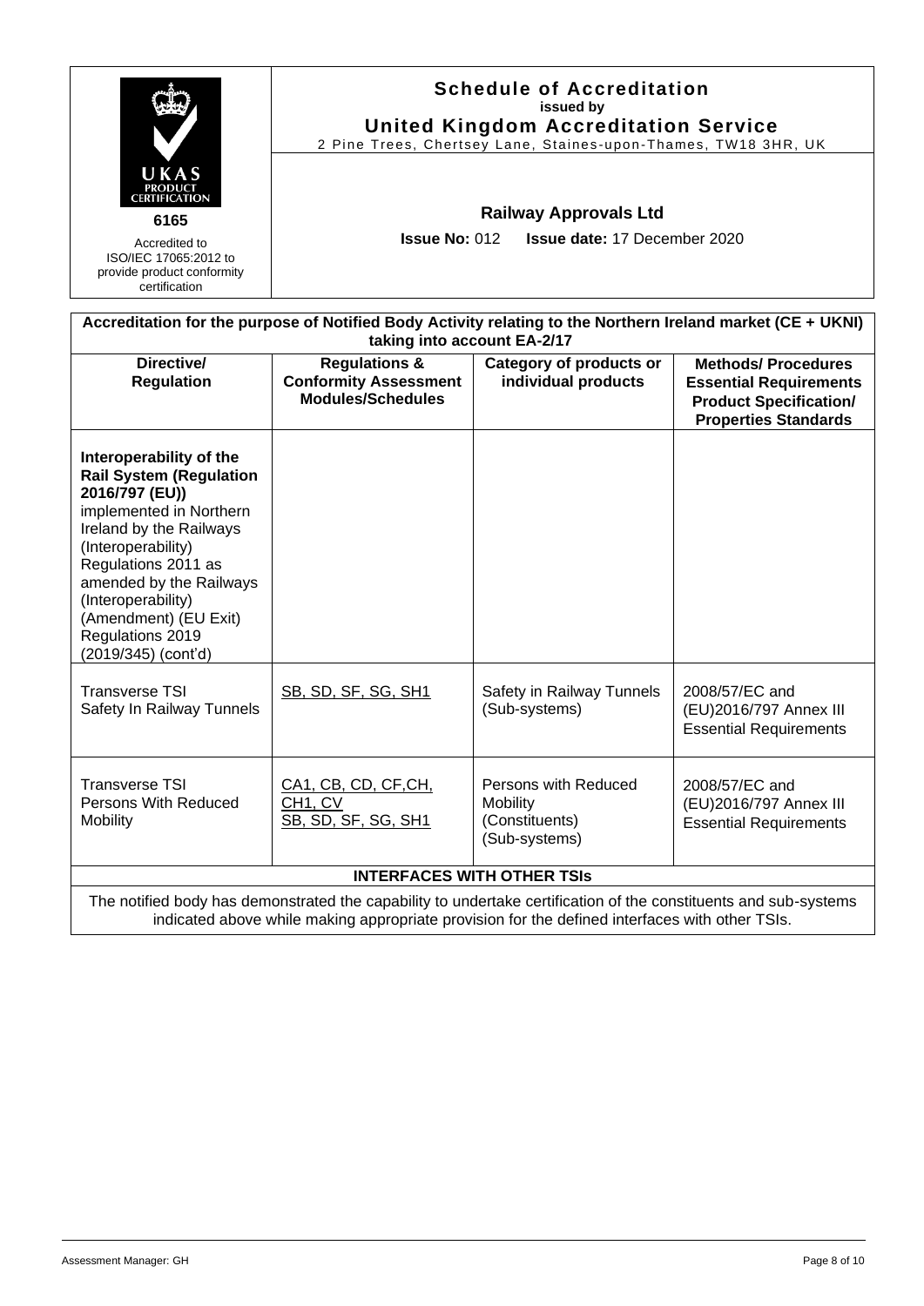**Schedule of Accreditation**
**issued by**
**United Kingdom Accreditation Service**
2 Pine Trees, Chertsey Lane, Staines-upon-Thames, TW18 3HR, UK

UKAS PRODUCT CERTIFICATION

**6165**

Accredited to ISO/IEC 17065:2012 to provide product conformity certification

**Railway Approvals Ltd**

**Issue No:** 012 **Issue date:** 17 December 2020

| **Accreditation for the purpose of Notified Body Activity relating to the Northern Ireland market (CE + UKNI) taking into account EA-2/17** | | | |
|---|---|---|---|
| **Directive/ Regulation** | **Regulations & Conformity Assessment Modules/Schedules** | **Category of products or individual products** | **Methods/ Procedures Essential Requirements Product Specification/ Properties Standards** |
| **Interoperability of the Rail System (Regulation 2016/797 (EU))** implemented in Northern Ireland by the Railways (Interoperability) Regulations 2011 as amended by the Railways (Interoperability) (Amendment) (EU Exit) Regulations 2019 (2019/345) (cont'd) | | | |
| Transverse TSI Safety In Railway Tunnels | SB, SD, SF, SG, SH1 | Safety in Railway Tunnels (Sub-systems) | 2008/57/EC and (EU)2016/797 Annex III Essential Requirements |
| Transverse TSI Persons With Reduced Mobility | CA1, CB, CD, CF,CH, CH1, CV<br>SB, SD, SF, SG, SH1 | Persons with Reduced Mobility (Constituents) (Sub-systems) | 2008/57/EC and (EU)2016/797 Annex III Essential Requirements |
| **INTERFACES WITH OTHER TSIs** | | | |
| The notified body has demonstrated the capability to undertake certification of the constituents and sub-systems indicated above while making appropriate provision for the defined interfaces with other TSIs. | | | |

Assessment Manager: GH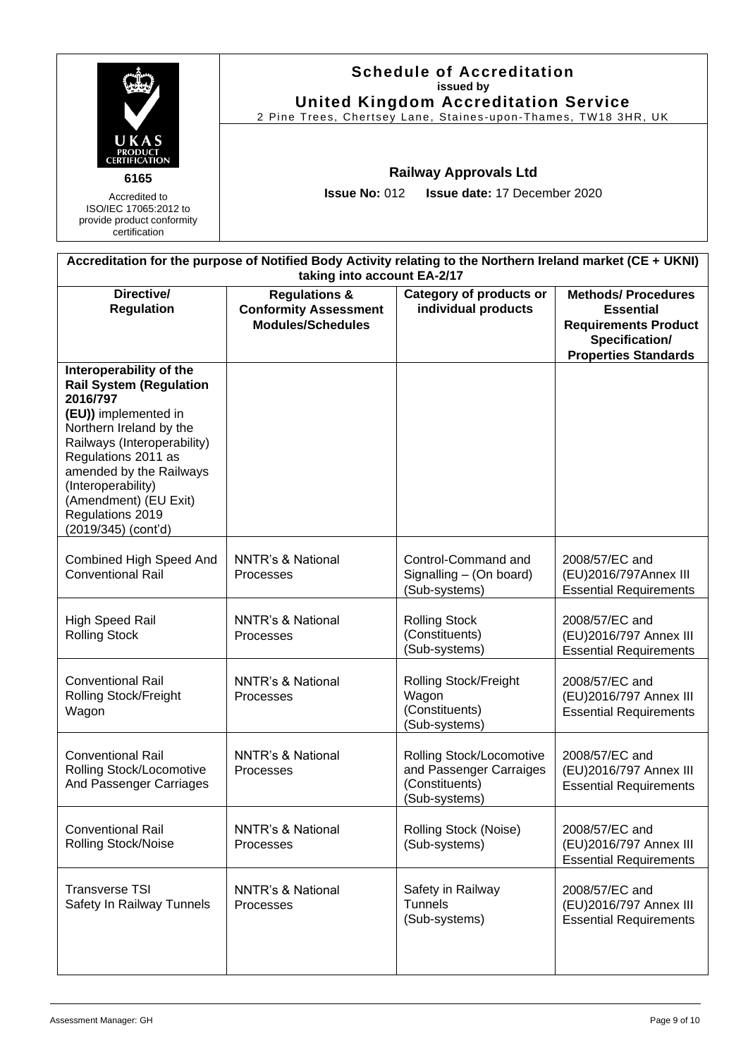**Schedule of Accreditation**
**issued by**
**United Kingdom Accreditation Service**
2 Pine Trees, Chertsey Lane, Staines-upon-Thames, TW18 3HR, UK

**6165**

Accredited to ISO/IEC 17065:2012 to provide product conformity certification

**Railway Approvals Ltd**

**Issue No:** 012 **Issue date:** 17 December 2020

| **Accreditation for the purpose of Notified Body Activity relating to the Northern Ireland market (CE + UKNI) taking into account EA-2/17** | | | |
|---|---|---|---|
| **Directive/ Regulation** | **Regulations & Conformity Assessment Modules/Schedules** | **Category of products or individual products** | **Methods/ Procedures Essential Requirements Product Specification/ Properties Standards** |
| **Interoperability of the Rail System (Regulation 2016/797 (EU))** implemented in Northern Ireland by the Railways (Interoperability) Regulations 2011 as amended by the Railways (Interoperability) (Amendment) (EU Exit) Regulations 2019 (2019/345) (cont'd) | | | |
| Combined High Speed And Conventional Rail | NNTR's & National Processes | Control-Command and Signalling – (On board) (Sub-systems) | 2008/57/EC and (EU)2016/797Annex III Essential Requirements |
| High Speed Rail Rolling Stock | NNTR's & National Processes | Rolling Stock (Constituents) (Sub-systems) | 2008/57/EC and (EU)2016/797 Annex III Essential Requirements |
| Conventional Rail Rolling Stock/Freight Wagon | NNTR's & National Processes | Rolling Stock/Freight Wagon (Constituents) (Sub-systems) | 2008/57/EC and (EU)2016/797 Annex III Essential Requirements |
| Conventional Rail Rolling Stock/Locomotive And Passenger Carriages | NNTR's & National Processes | Rolling Stock/Locomotive and Passenger Carraiges (Constituents) (Sub-systems) | 2008/57/EC and (EU)2016/797 Annex III Essential Requirements |
| Conventional Rail Rolling Stock/Noise | NNTR's & National Processes | Rolling Stock (Noise) (Sub-systems) | 2008/57/EC and (EU)2016/797 Annex III Essential Requirements |
| Transverse TSI Safety In Railway Tunnels | NNTR's & National Processes | Safety in Railway Tunnels (Sub-systems) | 2008/57/EC and (EU)2016/797 Annex III Essential Requirements |

Assessment Manager: GH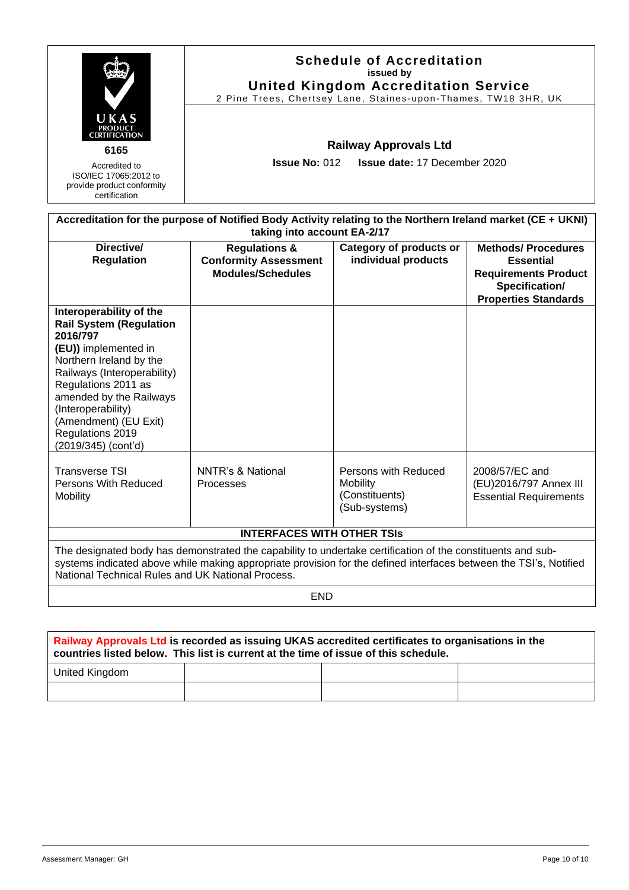UKAS PRODUCT CERTIFICATION

6165

Accredited to ISO/IEC 17065:2012 to provide product conformity certification

# Schedule of Accreditation

issued by

**United Kingdom Accreditation Service**

2 Pine Trees, Chertsey Lane, Staines-upon-Thames, TW18 3HR, UK

## Railway Approvals Ltd

**Issue No:** 012 **Issue date:** 17 December 2020

| **Accreditation for the purpose of Notified Body Activity relating to the Northern Ireland market (CE + UKNI) taking into account EA-2/17** | | | |
|---|---|---|---|
| **Directive/ Regulation** | **Regulations & Conformity Assessment Modules/Schedules** | **Category of products or individual products** | **Methods/ Procedures Essential Requirements Product Specification/ Properties Standards** |
| **Interoperability of the Rail System (Regulation 2016/797 (EU))** implemented in Northern Ireland by the Railways (Interoperability) Regulations 2011 as amended by the Railways (Interoperability) (Amendment) (EU Exit) Regulations 2019 (2019/345) (cont'd) | | | |
| Transverse TSI Persons With Reduced Mobility | NNTR's & National Processes | Persons with Reduced Mobility (Constituents) (Sub-systems) | 2008/57/EC and (EU)2016/797 Annex III Essential Requirements |
| **INTERFACES WITH OTHER TSIs** | | | |
| The designated body has demonstrated the capability to undertake certification of the constituents and sub-systems indicated above while making appropriate provision for the defined interfaces between the TSI's, Notified National Technical Rules and UK National Process. | | | |
| END | | | |

| **Railway Approvals Ltd is recorded as issuing UKAS accredited certificates to organisations in the countries listed below. This list is current at the time of issue of this schedule.** | | | |
|---|---|---|---|
| United Kingdom | | | |
| | | | |

Assessment Manager: GH